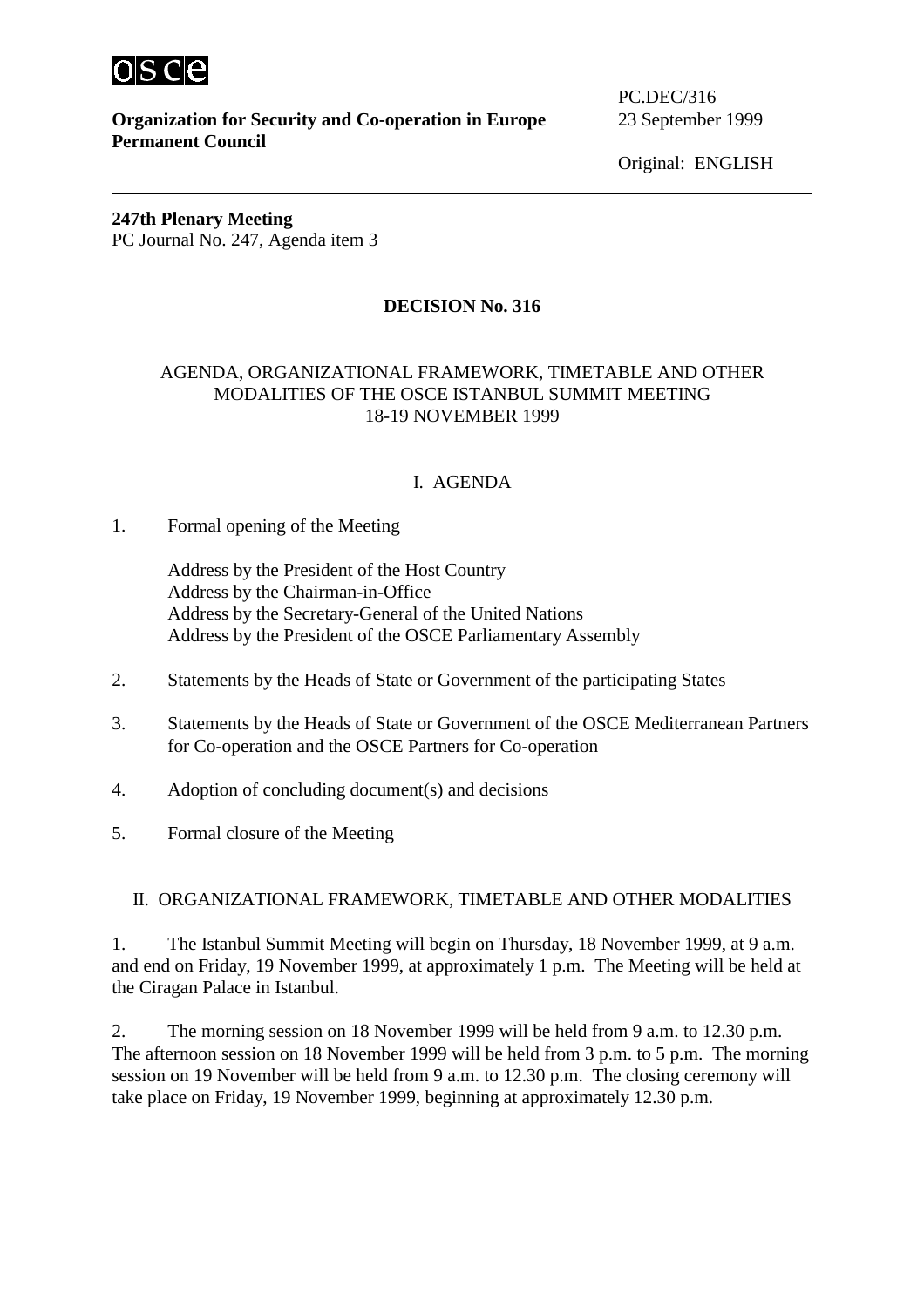**Organization for Security and Co-operation in Europe**
**Permanent Council**

PC.DEC/316
23 September 1999

Original: ENGLISH

---

**247th Plenary Meeting**
PC Journal No. 247, Agenda item 3

## DECISION No. 316

### AGENDA, ORGANIZATIONAL FRAMEWORK, TIMETABLE AND OTHER MODALITIES OF THE OSCE ISTANBUL SUMMIT MEETING 18-19 NOVEMBER 1999

### I. AGENDA

1. Formal opening of the Meeting

   Address by the President of the Host Country
   Address by the Chairman-in-Office
   Address by the Secretary-General of the United Nations
   Address by the President of the OSCE Parliamentary Assembly

2. Statements by the Heads of State or Government of the participating States

3. Statements by the Heads of State or Government of the OSCE Mediterranean Partners for Co-operation and the OSCE Partners for Co-operation

4. Adoption of concluding document(s) and decisions

5. Formal closure of the Meeting

### II. ORGANIZATIONAL FRAMEWORK, TIMETABLE AND OTHER MODALITIES

1. The Istanbul Summit Meeting will begin on Thursday, 18 November 1999, at 9 a.m. and end on Friday, 19 November 1999, at approximately 1 p.m. The Meeting will be held at the Ciragan Palace in Istanbul.

2. The morning session on 18 November 1999 will be held from 9 a.m. to 12.30 p.m. The afternoon session on 18 November 1999 will be held from 3 p.m. to 5 p.m. The morning session on 19 November will be held from 9 a.m. to 12.30 p.m. The closing ceremony will take place on Friday, 19 November 1999, beginning at approximately 12.30 p.m.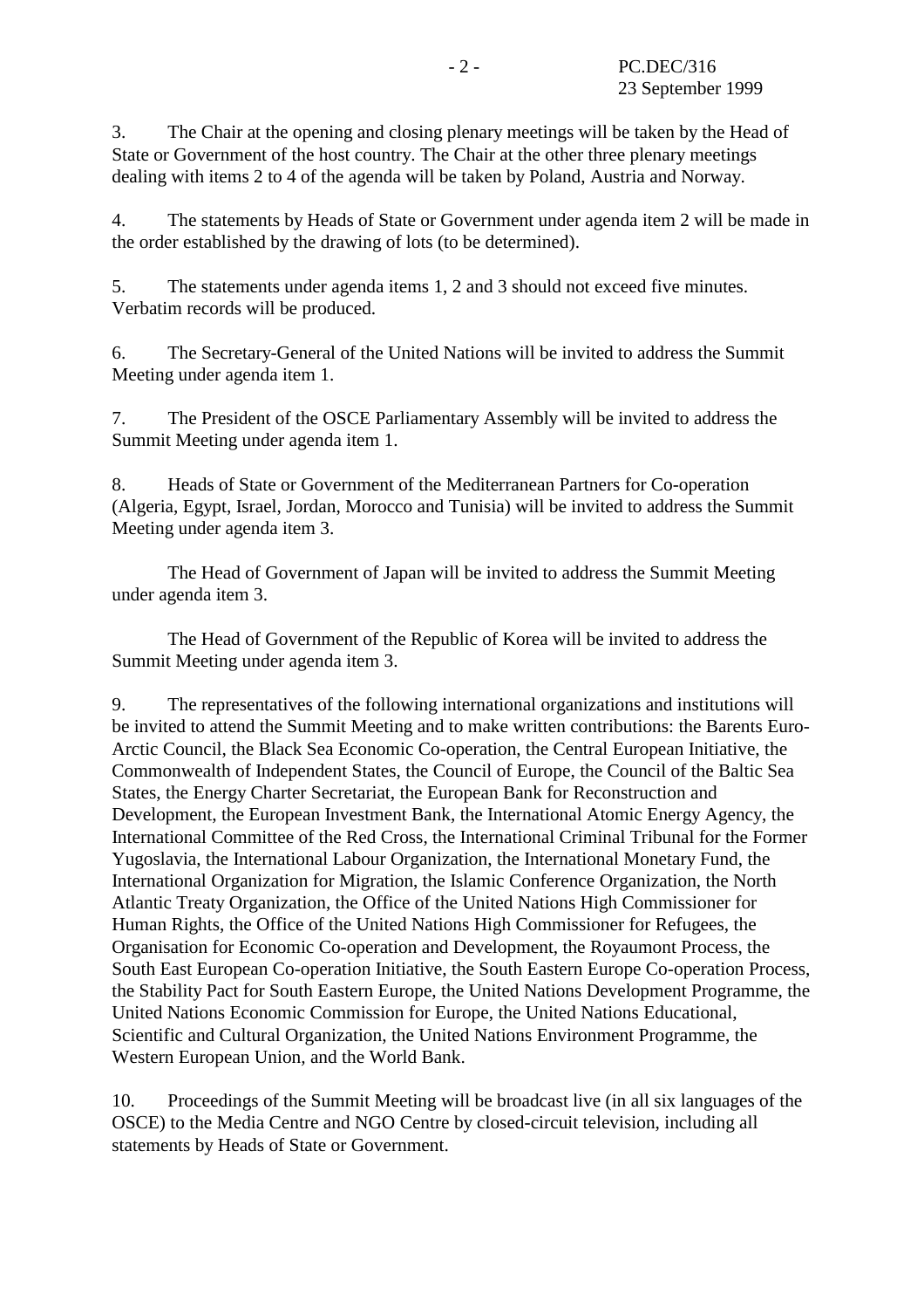3. The Chair at the opening and closing plenary meetings will be taken by the Head of State or Government of the host country. The Chair at the other three plenary meetings dealing with items 2 to 4 of the agenda will be taken by Poland, Austria and Norway.

4. The statements by Heads of State or Government under agenda item 2 will be made in the order established by the drawing of lots (to be determined).

5. The statements under agenda items 1, 2 and 3 should not exceed five minutes. Verbatim records will be produced.

6. The Secretary-General of the United Nations will be invited to address the Summit Meeting under agenda item 1.

7. The President of the OSCE Parliamentary Assembly will be invited to address the Summit Meeting under agenda item 1.

8. Heads of State or Government of the Mediterranean Partners for Co-operation (Algeria, Egypt, Israel, Jordan, Morocco and Tunisia) will be invited to address the Summit Meeting under agenda item 3.

The Head of Government of Japan will be invited to address the Summit Meeting under agenda item 3.

The Head of Government of the Republic of Korea will be invited to address the Summit Meeting under agenda item 3.

9. The representatives of the following international organizations and institutions will be invited to attend the Summit Meeting and to make written contributions: the Barents Euro-Arctic Council, the Black Sea Economic Co-operation, the Central European Initiative, the Commonwealth of Independent States, the Council of Europe, the Council of the Baltic Sea States, the Energy Charter Secretariat, the European Bank for Reconstruction and Development, the European Investment Bank, the International Atomic Energy Agency, the International Committee of the Red Cross, the International Criminal Tribunal for the Former Yugoslavia, the International Labour Organization, the International Monetary Fund, the International Organization for Migration, the Islamic Conference Organization, the North Atlantic Treaty Organization, the Office of the United Nations High Commissioner for Human Rights, the Office of the United Nations High Commissioner for Refugees, the Organisation for Economic Co-operation and Development, the Royaumont Process, the South East European Co-operation Initiative, the South Eastern Europe Co-operation Process, the Stability Pact for South Eastern Europe, the United Nations Development Programme, the United Nations Economic Commission for Europe, the United Nations Educational, Scientific and Cultural Organization, the United Nations Environment Programme, the Western European Union, and the World Bank.

10. Proceedings of the Summit Meeting will be broadcast live (in all six languages of the OSCE) to the Media Centre and NGO Centre by closed-circuit television, including all statements by Heads of State or Government.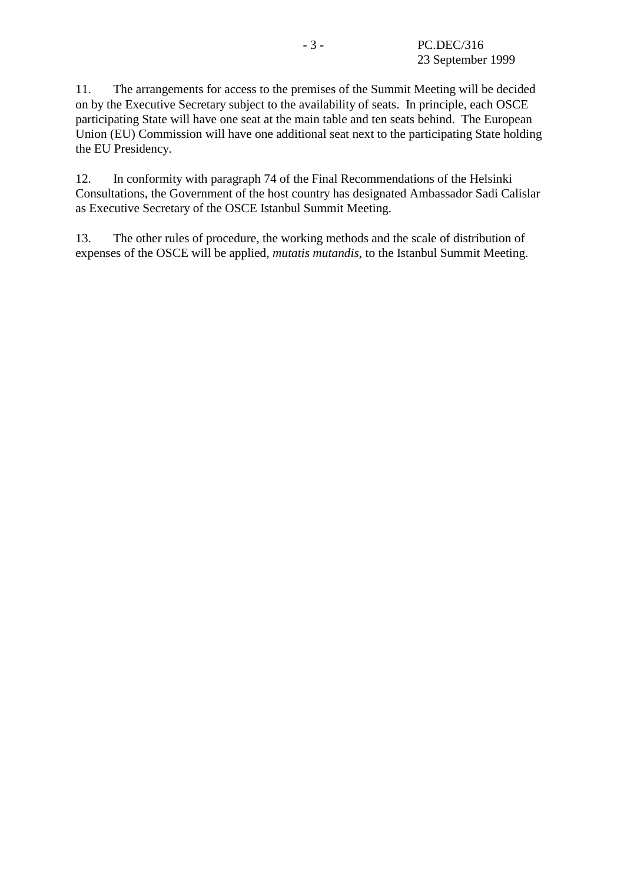11. The arrangements for access to the premises of the Summit Meeting will be decided on by the Executive Secretary subject to the availability of seats. In principle, each OSCE participating State will have one seat at the main table and ten seats behind. The European Union (EU) Commission will have one additional seat next to the participating State holding the EU Presidency.

12. In conformity with paragraph 74 of the Final Recommendations of the Helsinki Consultations, the Government of the host country has designated Ambassador Sadi Calislar as Executive Secretary of the OSCE Istanbul Summit Meeting.

13. The other rules of procedure, the working methods and the scale of distribution of expenses of the OSCE will be applied, *mutatis mutandis*, to the Istanbul Summit Meeting.